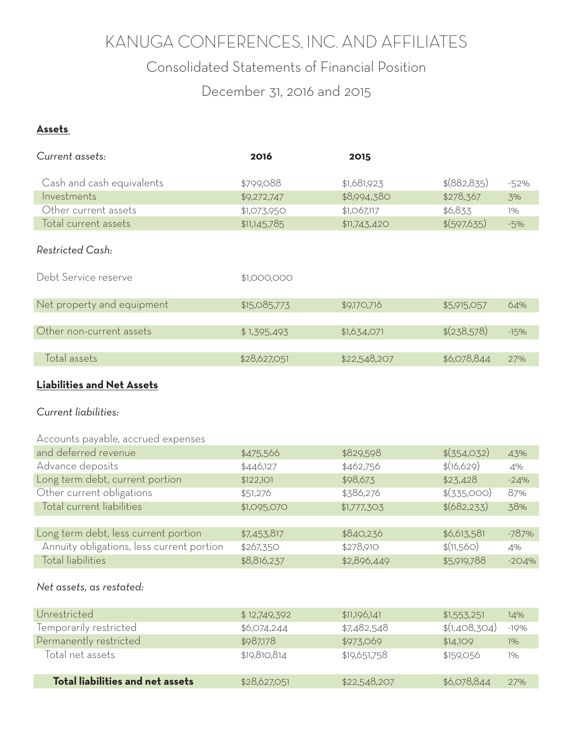# KANUGA CONFERENCES, INC. AND AFFILIATES

## Consolidated Statements of Financial Position

## December 31, 2016 and 2015

**Assets**

| *Current assets:* | **2016** | **2015** | | |
|---|---|---|---|---|
| Cash and cash equivalents | $799,088 | $1,681,923 | $(882,835) | -52% |
| Investments | $9,272,747 | $8,994,380 | $278,367 | 3% |
| Other current assets | $1,073,950 | $1,067,117 | $6,833 | 1% |
| Total current assets | $11,145,785 | $11,743,420 | $(597,635) | -5% |
| *Restricted Cash:* | | | | |
| Debt Service reserve | $1,000,000 | | | |
| Net property and equipment | $15,085,773 | $9,170,716 | $5,915,057 | 64% |
| Other non-current assets | $ 1,395,493 | $1,634,071 | $(238,578) | -15% |
| Total assets | $28,627,051 | $22,548,207 | $6,078,844 | 27% |

**Liabilities and Net Assets**

| *Current liabilities:* | | | | |
|---|---|---|---|---|
| Accounts payable, accrued expenses and deferred revenue | $475,566 | $829,598 | $(354,032) | 43% |
| Advance deposits | $446,127 | $462,756 | $(16,629) | 4% |
| Long term debt, current portion | $122,101 | $98,673 | $23,428 | -24% |
| Other current obligations | $51,276 | $386,276 | $(335,000) | 87% |
| Total current liabilities | $1,095,070 | $1,777,303 | $(682,233) | 38% |
| Long term debt, less current portion | $7,453,817 | $840,236 | $6,613,581 | -787% |
| Annuity obligations, less current portion | $267,350 | $278,910 | $(11,560) | 4% |
| Total liabilities | $8,816,237 | $2,896,449 | $5,919,788 | -204% |
| *Net assets, as restated:* | | | | |
| Unrestricted | $ 12,749,392 | $11,196,141 | $1,553,251 | 14% |
| Temporarily restricted | $6,074,244 | $7,482,548 | $(1,408,304) | -19% |
| Permanently restricted | $987,178 | $973,069 | $14,109 | 1% |
| Total net assets | $19,810,814 | $19,651,758 | $159,056 | 1% |
| **Total liabilities and net assets** | $28,627,051 | $22,548,207 | $6,078,844 | 27% |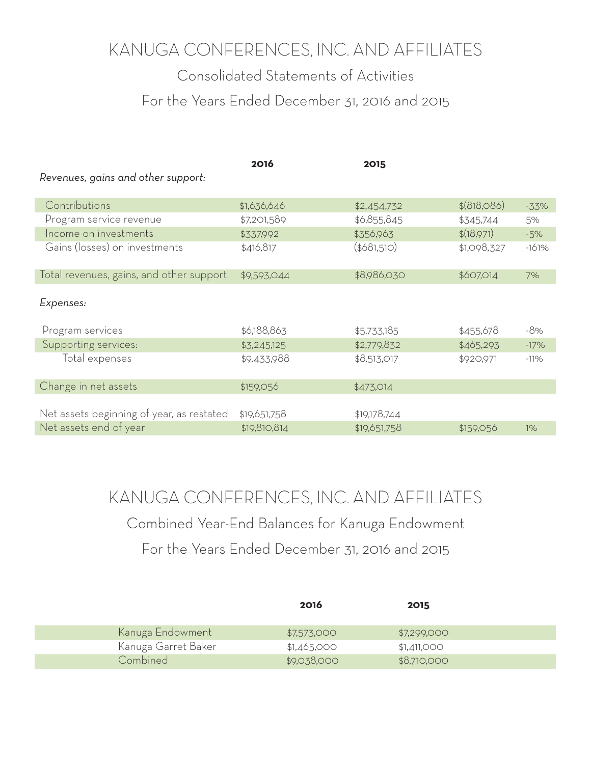# KANUGA CONFERENCES, INC. AND AFFILIATES

## Consolidated Statements of Activities

## For the Years Ended December 31, 2016 and 2015

| | 2016 | 2015 | | |
|---|---|---|---|---|
| *Revenues, gains and other support:* | | | | |
| Contributions | $1,636,646 | $2,454,732 | $(818,086) | -33% |
| Program service revenue | $7,201,589 | $6,855,845 | $345,744 | 5% |
| Income on investments | $337,992 | $356,963 | $(18,971) | -5% |
| Gains (losses) on investments | $416,817 | ($681,510) | $1,098,327 | -161% |
| Total revenues, gains, and other support | $9,593,044 | $8,986,030 | $607,014 | 7% |
| *Expenses:* | | | | |
| Program services | $6,188,863 | $5,733,185 | $455,678 | -8% |
| Supporting services: | $3,245,125 | $2,779,832 | $465,293 | -17% |
| Total expenses | $9,433,988 | $8,513,017 | $920,971 | -11% |
| Change in net assets | $159,056 | $473,014 | | |
| Net assets beginning of year, as restated | $19,651,758 | $19,178,744 | | |
| Net assets end of year | $19,810,814 | $19,651,758 | $159,056 | 1% |

# KANUGA CONFERENCES, INC. AND AFFILIATES

## Combined Year-End Balances for Kanuga Endowment

## For the Years Ended December 31, 2016 and 2015

| | 2016 | 2015 |
|---|---|---|
| Kanuga Endowment | $7,573,000 | $7,299,000 |
| Kanuga Garret Baker | $1,465,000 | $1,411,000 |
| Combined | $9,038,000 | $8,710,000 |